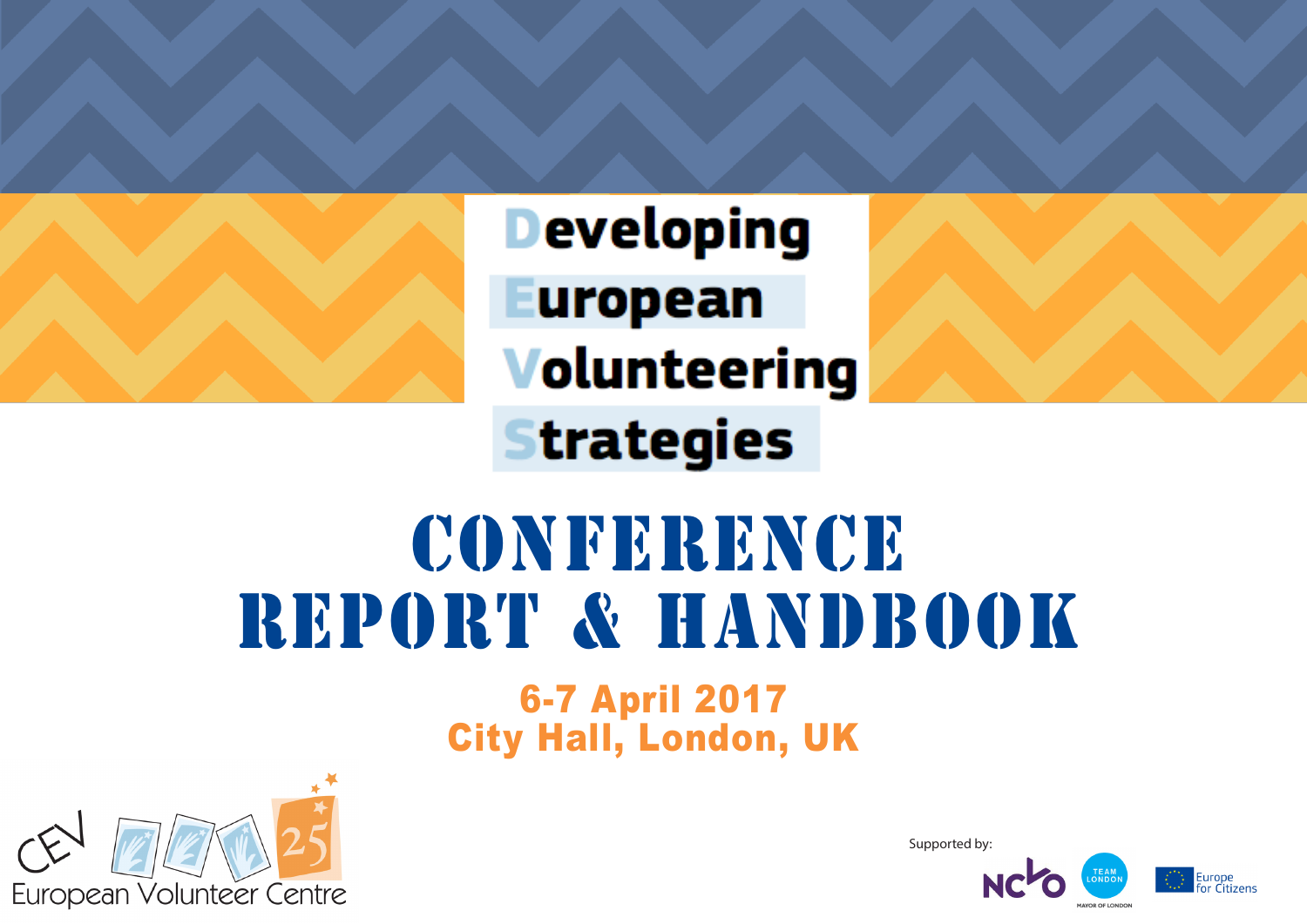# Developing European Volunteering Strategies

# CONFERENCE REPORT & HANDBOOK

**6-7 April 2017**
**City Hall, London, UK**

CEV European Volunteer Centre 25

Supported by:

NCVO

TEAM LONDON — MAYOR OF LONDON

Europe for Citizens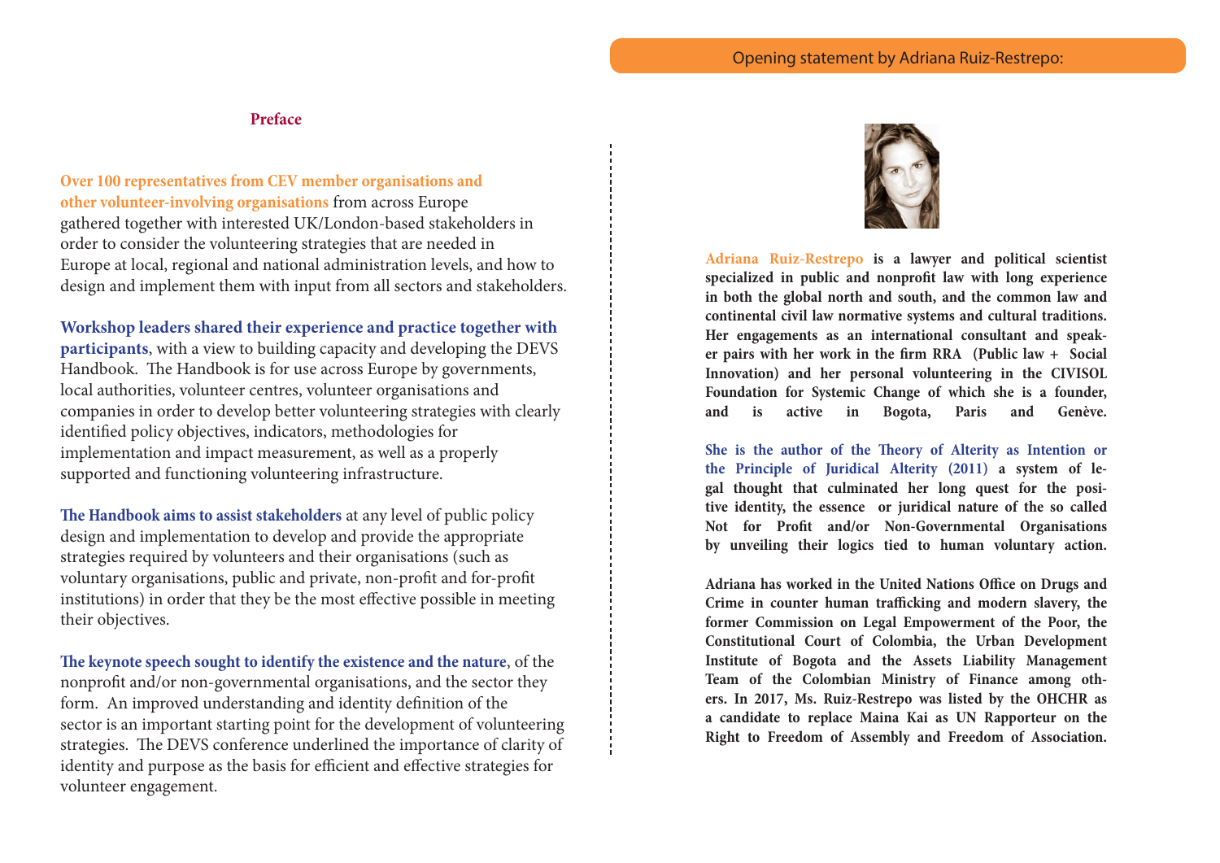## Preface

**Over 100 representatives from CEV member organisations and other volunteer-involving organisations** from across Europe gathered together with interested UK/London-based stakeholders in order to consider the volunteering strategies that are needed in Europe at local, regional and national administration levels, and how to design and implement them with input from all sectors and stakeholders.

**Workshop leaders shared their experience and practice together with participants**, with a view to building capacity and developing the DEVS Handbook. The Handbook is for use across Europe by governments, local authorities, volunteer centres, volunteer organisations and companies in order to develop better volunteering strategies with clearly identified policy objectives, indicators, methodologies for implementation and impact measurement, as well as a properly supported and functioning volunteering infrastructure.

**The Handbook aims to assist stakeholders** at any level of public policy design and implementation to develop and provide the appropriate strategies required by volunteers and their organisations (such as voluntary organisations, public and private, non-profit and for-profit institutions) in order that they be the most effective possible in meeting their objectives.

**The keynote speech sought to identify the existence and the nature**, of the nonprofit and/or non-governmental organisations, and the sector they form. An improved understanding and identity definition of the sector is an important starting point for the development of volunteering strategies. The DEVS conference underlined the importance of clarity of identity and purpose as the basis for efficient and effective strategies for volunteer engagement.

## Opening statement by Adriana Ruiz-Restrepo:

**Adriana Ruiz-Restrepo is a lawyer and political scientist specialized in public and nonprofit law with long experience in both the global north and south, and the common law and continental civil law normative systems and cultural traditions. Her engagements as an international consultant and speaker pairs with her work in the firm RRA (Public law + Social Innovation) and her personal volunteering in the CIVISOL Foundation for Systemic Change of which she is a founder, and is active in Bogota, Paris and Genève.**

**She is the author of the Theory of Alterity as Intention or the Principle of Juridical Alterity (2011) a system of legal thought that culminated her long quest for the positive identity, the essence or juridical nature of the so called Not for Profit and/or Non-Governmental Organisations by unveiling their logics tied to human voluntary action.**

**Adriana has worked in the United Nations Office on Drugs and Crime in counter human trafficking and modern slavery, the former Commission on Legal Empowerment of the Poor, the Constitutional Court of Colombia, the Urban Development Institute of Bogota and the Assets Liability Management Team of the Colombian Ministry of Finance among others. In 2017, Ms. Ruiz-Restrepo was listed by the OHCHR as a candidate to replace Maina Kai as UN Rapporteur on the Right to Freedom of Assembly and Freedom of Association.**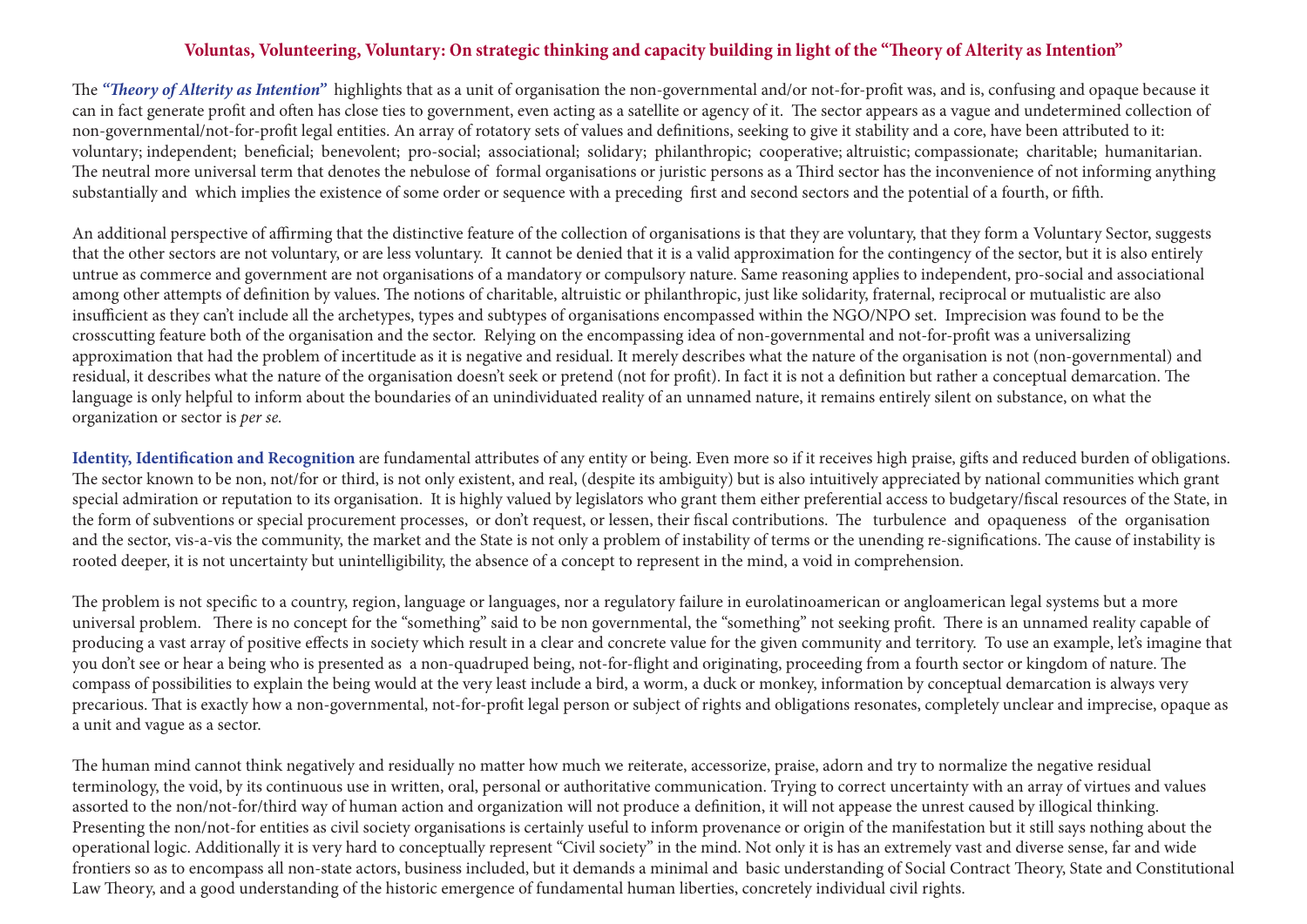## Voluntas, Volunteering, Voluntary: On strategic thinking and capacity building in light of the "Theory of Alterity as Intention"

The ***"Theory of Alterity as Intention"*** highlights that as a unit of organisation the non-governmental and/or not-for-profit was, and is, confusing and opaque because it can in fact generate profit and often has close ties to government, even acting as a satellite or agency of it. The sector appears as a vague and undetermined collection of non-governmental/not-for-profit legal entities. An array of rotatory sets of values and definitions, seeking to give it stability and a core, have been attributed to it: voluntary; independent; beneficial; benevolent; pro-social; associational; solidary; philanthropic; cooperative; altruistic; compassionate; charitable; humanitarian. The neutral more universal term that denotes the nebulose of formal organisations or juristic persons as a Third sector has the inconvenience of not informing anything substantially and which implies the existence of some order or sequence with a preceding first and second sectors and the potential of a fourth, or fifth.

An additional perspective of affirming that the distinctive feature of the collection of organisations is that they are voluntary, that they form a Voluntary Sector, suggests that the other sectors are not voluntary, or are less voluntary. It cannot be denied that it is a valid approximation for the contingency of the sector, but it is also entirely untrue as commerce and government are not organisations of a mandatory or compulsory nature. Same reasoning applies to independent, pro-social and associational among other attempts of definition by values. The notions of charitable, altruistic or philanthropic, just like solidarity, fraternal, reciprocal or mutualistic are also insufficient as they can't include all the archetypes, types and subtypes of organisations encompassed within the NGO/NPO set. Imprecision was found to be the crosscutting feature both of the organisation and the sector. Relying on the encompassing idea of non-governmental and not-for-profit was a universalizing approximation that had the problem of incertitude as it is negative and residual. It merely describes what the nature of the organisation is not (non-governmental) and residual, it describes what the nature of the organisation doesn't seek or pretend (not for profit). In fact it is not a definition but rather a conceptual demarcation. The language is only helpful to inform about the boundaries of an unindividuated reality of an unnamed nature, it remains entirely silent on substance, on what the organization or sector is *per se.*

**Identity, Identification and Recognition** are fundamental attributes of any entity or being. Even more so if it receives high praise, gifts and reduced burden of obligations. The sector known to be non, not/for or third, is not only existent, and real, (despite its ambiguity) but is also intuitively appreciated by national communities which grant special admiration or reputation to its organisation. It is highly valued by legislators who grant them either preferential access to budgetary/fiscal resources of the State, in the form of subventions or special procurement processes, or don't request, or lessen, their fiscal contributions. The turbulence and opaqueness of the organisation and the sector, vis-a-vis the community, the market and the State is not only a problem of instability of terms or the unending re-significations. The cause of instability is rooted deeper, it is not uncertainty but unintelligibility, the absence of a concept to represent in the mind, a void in comprehension.

The problem is not specific to a country, region, language or languages, nor a regulatory failure in eurolatinoamerican or angloamerican legal systems but a more universal problem. There is no concept for the "something" said to be non governmental, the "something" not seeking profit. There is an unnamed reality capable of producing a vast array of positive effects in society which result in a clear and concrete value for the given community and territory. To use an example, let's imagine that you don't see or hear a being who is presented as a non-quadruped being, not-for-flight and originating, proceeding from a fourth sector or kingdom of nature. The compass of possibilities to explain the being would at the very least include a bird, a worm, a duck or monkey, information by conceptual demarcation is always very precarious. That is exactly how a non-governmental, not-for-profit legal person or subject of rights and obligations resonates, completely unclear and imprecise, opaque as a unit and vague as a sector.

The human mind cannot think negatively and residually no matter how much we reiterate, accessorize, praise, adorn and try to normalize the negative residual terminology, the void, by its continuous use in written, oral, personal or authoritative communication. Trying to correct uncertainty with an array of virtues and values assorted to the non/not-for/third way of human action and organization will not produce a definition, it will not appease the unrest caused by illogical thinking. Presenting the non/not-for entities as civil society organisations is certainly useful to inform provenance or origin of the manifestation but it still says nothing about the operational logic. Additionally it is very hard to conceptually represent "Civil society" in the mind. Not only it is has an extremely vast and diverse sense, far and wide frontiers so as to encompass all non-state actors, business included, but it demands a minimal and basic understanding of Social Contract Theory, State and Constitutional Law Theory, and a good understanding of the historic emergence of fundamental human liberties, concretely individual civil rights.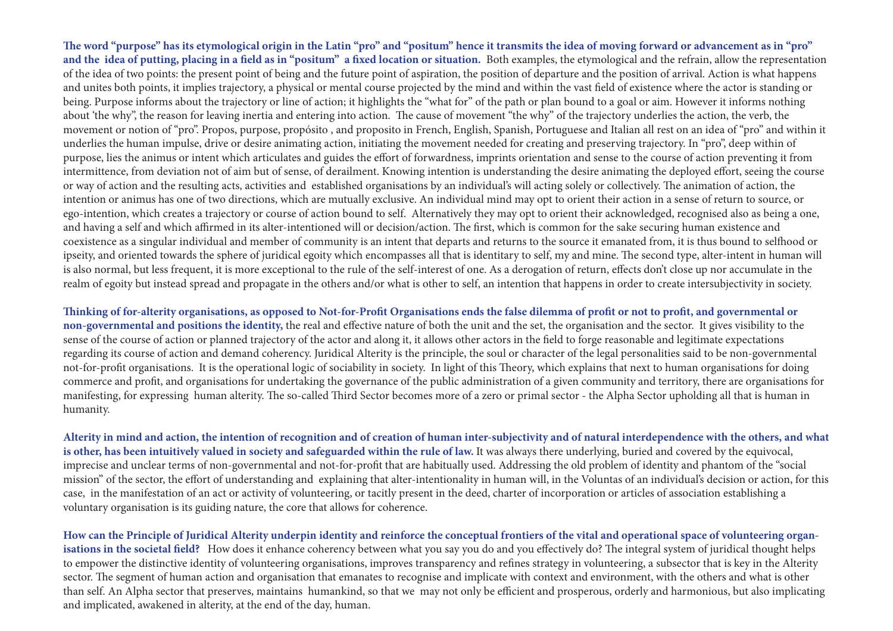**The word "purpose" has its etymological origin in the Latin "pro" and "positum" hence it transmits the idea of moving forward or advancement as in "pro" and the idea of putting, placing in a field as in "positum" a fixed location or situation.** Both examples, the etymological and the refrain, allow the representation of the idea of two points: the present point of being and the future point of aspiration, the position of departure and the position of arrival. Action is what happens and unites both points, it implies trajectory, a physical or mental course projected by the mind and within the vast field of existence where the actor is standing or being. Purpose informs about the trajectory or line of action; it highlights the "what for" of the path or plan bound to a goal or aim. However it informs nothing about 'the why", the reason for leaving inertia and entering into action. The cause of movement "the why" of the trajectory underlies the action, the verb, the movement or notion of "pro". Propos, purpose, propósito , and proposito in French, English, Spanish, Portuguese and Italian all rest on an idea of "pro" and within it underlies the human impulse, drive or desire animating action, initiating the movement needed for creating and preserving trajectory. In "pro", deep within of purpose, lies the animus or intent which articulates and guides the effort of forwardness, imprints orientation and sense to the course of action preventing it from intermittence, from deviation not of aim but of sense, of derailment. Knowing intention is understanding the desire animating the deployed effort, seeing the course or way of action and the resulting acts, activities and established organisations by an individual's will acting solely or collectively. The animation of action, the intention or animus has one of two directions, which are mutually exclusive. An individual mind may opt to orient their action in a sense of return to source, or ego-intention, which creates a trajectory or course of action bound to self. Alternatively they may opt to orient their acknowledged, recognised also as being a one, and having a self and which affirmed in its alter-intentioned will or decision/action. The first, which is common for the sake securing human existence and coexistence as a singular individual and member of community is an intent that departs and returns to the source it emanated from, it is thus bound to selfhood or ipseity, and oriented towards the sphere of juridical egoity which encompasses all that is identitary to self, my and mine. The second type, alter-intent in human will is also normal, but less frequent, it is more exceptional to the rule of the self-interest of one. As a derogation of return, effects don't close up nor accumulate in the realm of egoity but instead spread and propagate in the others and/or what is other to self, an intention that happens in order to create intersubjectivity in society.

**Thinking of for-alterity organisations, as opposed to Not-for-Profit Organisations ends the false dilemma of profit or not to profit, and governmental or non-governmental and positions the identity,** the real and effective nature of both the unit and the set, the organisation and the sector. It gives visibility to the sense of the course of action or planned trajectory of the actor and along it, it allows other actors in the field to forge reasonable and legitimate expectations regarding its course of action and demand coherency. Juridical Alterity is the principle, the soul or character of the legal personalities said to be non-governmental not-for-profit organisations. It is the operational logic of sociability in society. In light of this Theory, which explains that next to human organisations for doing commerce and profit, and organisations for undertaking the governance of the public administration of a given community and territory, there are organisations for manifesting, for expressing human alterity. The so-called Third Sector becomes more of a zero or primal sector - the Alpha Sector upholding all that is human in humanity.

**Alterity in mind and action, the intention of recognition and of creation of human inter-subjectivity and of natural interdependence with the others, and what is other, has been intuitively valued in society and safeguarded within the rule of law.** It was always there underlying, buried and covered by the equivocal, imprecise and unclear terms of non-governmental and not-for-profit that are habitually used. Addressing the old problem of identity and phantom of the "social mission" of the sector, the effort of understanding and explaining that alter-intentionality in human will, in the Voluntas of an individual's decision or action, for this case, in the manifestation of an act or activity of volunteering, or tacitly present in the deed, charter of incorporation or articles of association establishing a voluntary organisation is its guiding nature, the core that allows for coherence.

**How can the Principle of Juridical Alterity underpin identity and reinforce the conceptual frontiers of the vital and operational space of volunteering organisations in the societal field?** How does it enhance coherency between what you say you do and you effectively do? The integral system of juridical thought helps to empower the distinctive identity of volunteering organisations, improves transparency and refines strategy in volunteering, a subsector that is key in the Alterity sector. The segment of human action and organisation that emanates to recognise and implicate with context and environment, with the others and what is other than self. An Alpha sector that preserves, maintains humankind, so that we may not only be efficient and prosperous, orderly and harmonious, but also implicating and implicated, awakened in alterity, at the end of the day, human.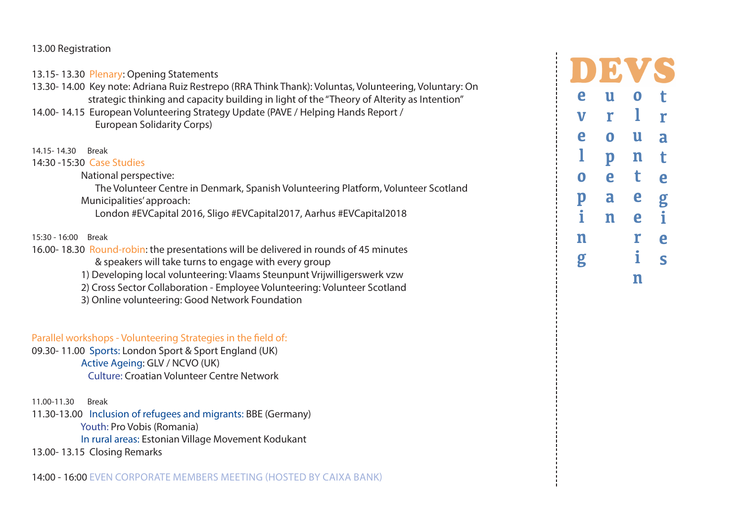13.00 Registration

13.15- 13.30 Plenary: Opening Statements

13.30- 14.00 Key note: Adriana Ruiz Restrepo (RRA Think Thank): Voluntas, Volunteering, Voluntary: On strategic thinking and capacity building in light of the "Theory of Alterity as Intention"

14.00- 14.15 European Volunteering Strategy Update (PAVE / Helping Hands Report / European Solidarity Corps)

14.15- 14.30 Break

14:30 -15:30 Case Studies

National perspective:

The Volunteer Centre in Denmark, Spanish Volunteering Platform, Volunteer Scotland

Municipalities' approach:

London #EVCapital 2016, Sligo #EVCapital2017, Aarhus #EVCapital2018

15:30 - 16:00 Break

16.00- 18.30 Round-robin: the presentations will be delivered in rounds of 45 minutes & speakers will take turns to engage with every group

1) Developing local volunteering: Vlaams Steunpunt Vrijwilligerswerk vzw
2) Cross Sector Collaboration - Employee Volunteering: Volunteer Scotland
3) Online volunteering: Good Network Foundation

Parallel workshops - Volunteering Strategies in the field of:

09.30- 11.00 Sports: London Sport & Sport England (UK)

Active Ageing: GLV / NCVO (UK)

Culture: Croatian Volunteer Centre Network

11.00-11.30 Break

11.30-13.00 Inclusion of refugees and migrants: BBE (Germany)

Youth: Pro Vobis (Romania)

In rural areas: Estonian Village Movement Kodukant

13.00- 13.15 Closing Remarks

14:00 - 16:00 EVEN CORPORATE MEMBERS MEETING (HOSTED BY CAIXA BANK)

# DEVS

Developing European Volunteering Strategies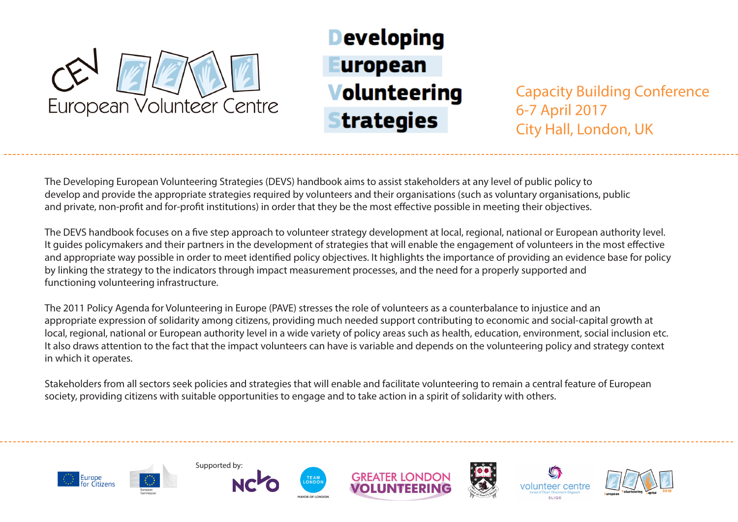CEV European Volunteer Centre

# Developing European Volunteering Strategies

Capacity Building Conference
6-7 April 2017
City Hall, London, UK

The Developing European Volunteering Strategies (DEVS) handbook aims to assist stakeholders at any level of public policy to develop and provide the appropriate strategies required by volunteers and their organisations (such as voluntary organisations, public and private, non-profit and for-profit institutions) in order that they be the most effective possible in meeting their objectives.

The DEVS handbook focuses on a five step approach to volunteer strategy development at local, regional, national or European authority level. It guides policymakers and their partners in the development of strategies that will enable the engagement of volunteers in the most effective and appropriate way possible in order to meet identified policy objectives. It highlights the importance of providing an evidence base for policy by linking the strategy to the indicators through impact measurement processes, and the need for a properly supported and functioning volunteering infrastructure.

The 2011 Policy Agenda for Volunteering in Europe (PAVE) stresses the role of volunteers as a counterbalance to injustice and an appropriate expression of solidarity among citizens, providing much needed support contributing to economic and social-capital growth at local, regional, national or European authority level in a wide variety of policy areas such as health, education, environment, social inclusion etc. It also draws attention to the fact that the impact volunteers can have is variable and depends on the volunteering policy and strategy context in which it operates.

Stakeholders from all sectors seek policies and strategies that will enable and facilitate volunteering to remain a central feature of European society, providing citizens with suitable opportunities to engage and to take action in a spirit of solidarity with others.

Europe for Citizens | European Commission

Supported by: NCVO | Team London, Mayor of London | Greater London Volunteering | volunteer centre Sligo | European Volunteering Capital 2018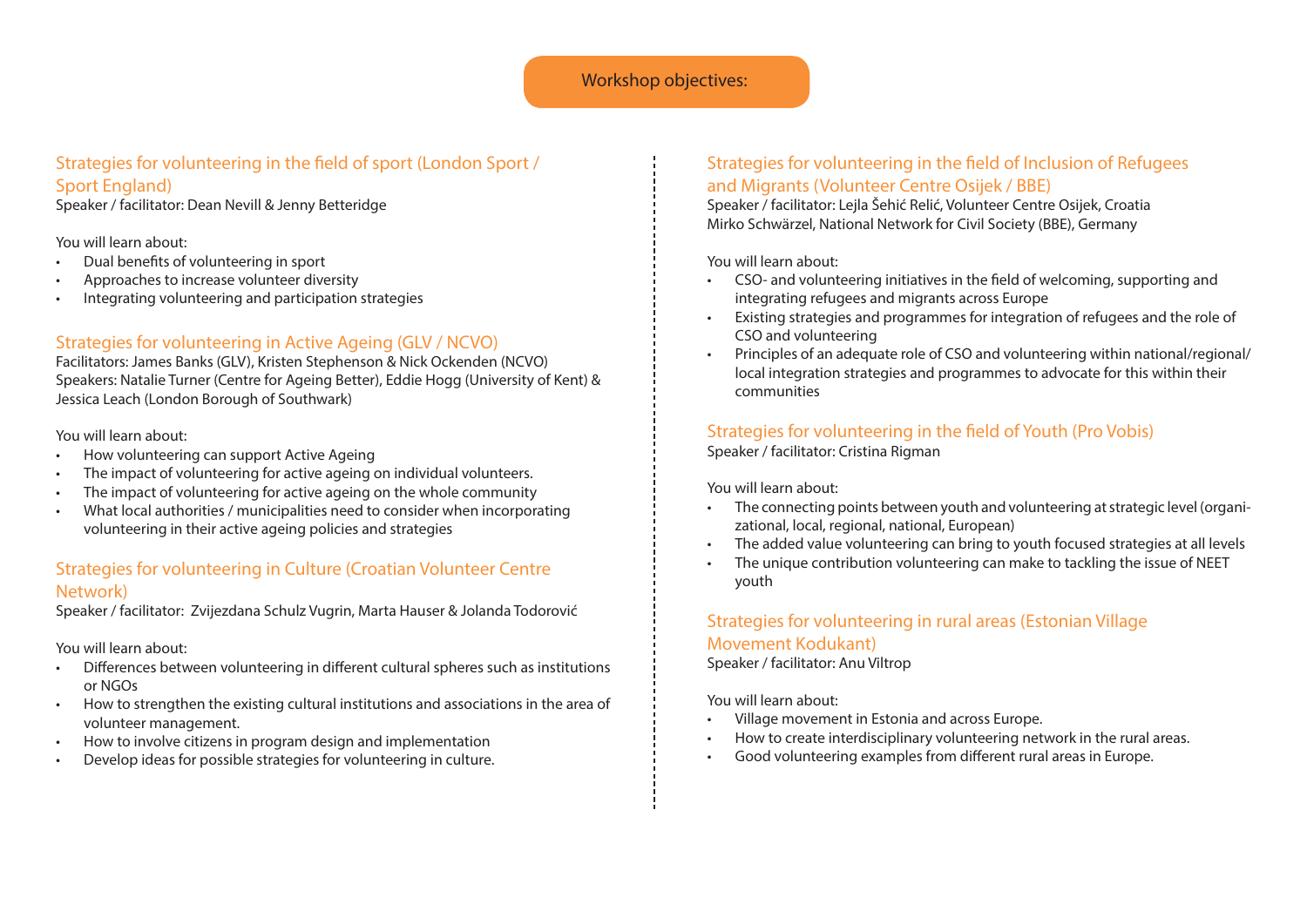## Workshop objectives:

### Strategies for volunteering in the field of sport (London Sport / Sport England)

Speaker / facilitator: Dean Nevill & Jenny Betteridge

You will learn about:

- Dual benefits of volunteering in sport
- Approaches to increase volunteer diversity
- Integrating volunteering and participation strategies

### Strategies for volunteering in Active Ageing (GLV / NCVO)

Facilitators: James Banks (GLV), Kristen Stephenson & Nick Ockenden (NCVO)
Speakers: Natalie Turner (Centre for Ageing Better), Eddie Hogg (University of Kent) & Jessica Leach (London Borough of Southwark)

You will learn about:

- How volunteering can support Active Ageing
- The impact of volunteering for active ageing on individual volunteers.
- The impact of volunteering for active ageing on the whole community
- What local authorities / municipalities need to consider when incorporating volunteering in their active ageing policies and strategies

### Strategies for volunteering in Culture (Croatian Volunteer Centre Network)

Speaker / facilitator: Zvijezdana Schulz Vugrin, Marta Hauser & Jolanda Todorović

You will learn about:

- Differences between volunteering in different cultural spheres such as institutions or NGOs
- How to strengthen the existing cultural institutions and associations in the area of volunteer management.
- How to involve citizens in program design and implementation
- Develop ideas for possible strategies for volunteering in culture.

### Strategies for volunteering in the field of Inclusion of Refugees and Migrants (Volunteer Centre Osijek / BBE)

Speaker / facilitator: Lejla Šehić Relić, Volunteer Centre Osijek, Croatia
Mirko Schwärzel, National Network for Civil Society (BBE), Germany

You will learn about:

- CSO- and volunteering initiatives in the field of welcoming, supporting and integrating refugees and migrants across Europe
- Existing strategies and programmes for integration of refugees and the role of CSO and volunteering
- Principles of an adequate role of CSO and volunteering within national/regional/local integration strategies and programmes to advocate for this within their communities

### Strategies for volunteering in the field of Youth (Pro Vobis)

Speaker / facilitator: Cristina Rigman

You will learn about:

- The connecting points between youth and volunteering at strategic level (organizational, local, regional, national, European)
- The added value volunteering can bring to youth focused strategies at all levels
- The unique contribution volunteering can make to tackling the issue of NEET youth

### Strategies for volunteering in rural areas (Estonian Village Movement Kodukant)

Speaker / facilitator: Anu Viltrop

You will learn about:

- Village movement in Estonia and across Europe.
- How to create interdisciplinary volunteering network in the rural areas.
- Good volunteering examples from different rural areas in Europe.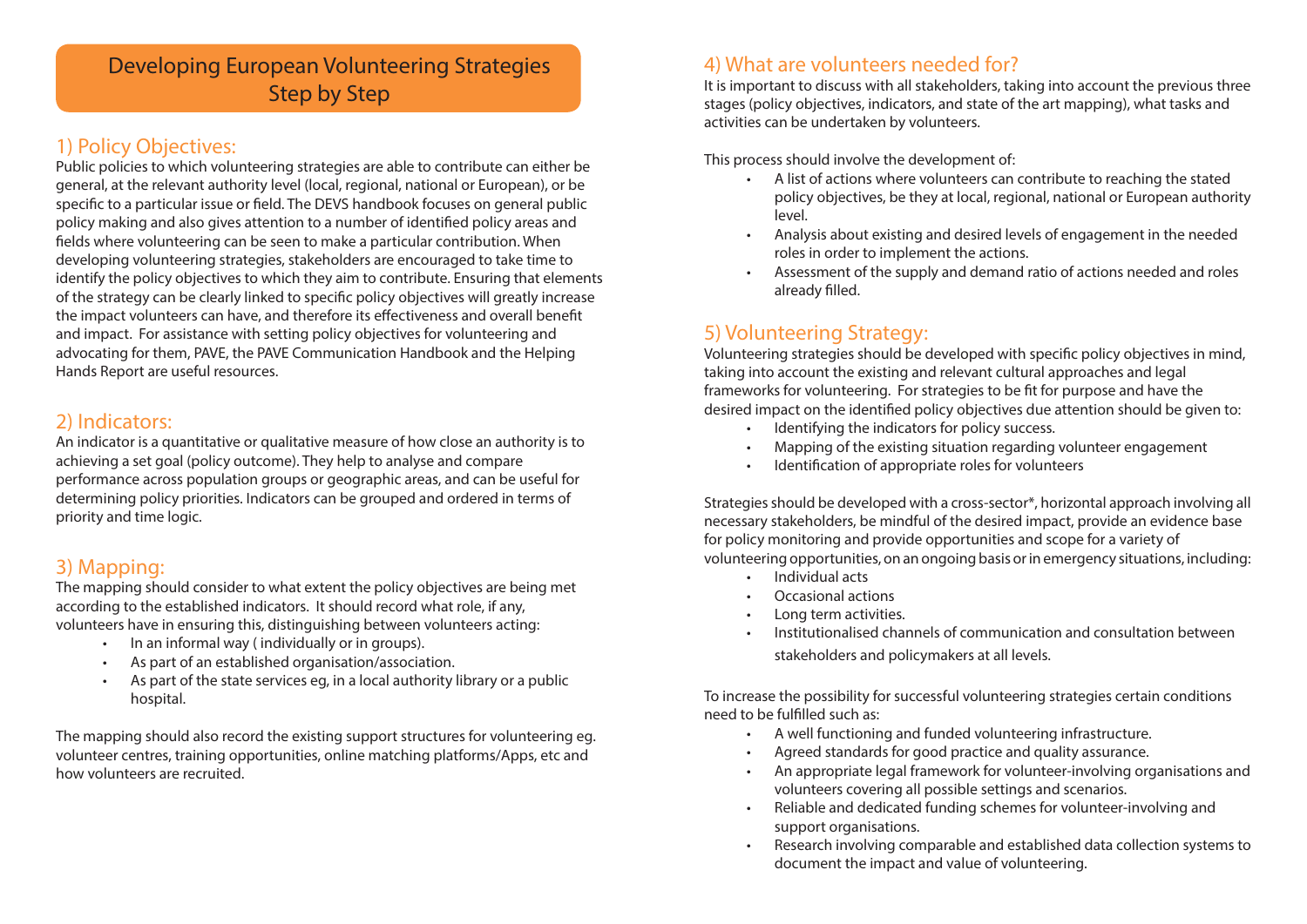# Developing European Volunteering Strategies Step by Step

## 1) Policy Objectives:

Public policies to which volunteering strategies are able to contribute can either be general, at the relevant authority level (local, regional, national or European), or be specific to a particular issue or field. The DEVS handbook focuses on general public policy making and also gives attention to a number of identified policy areas and fields where volunteering can be seen to make a particular contribution. When developing volunteering strategies, stakeholders are encouraged to take time to identify the policy objectives to which they aim to contribute. Ensuring that elements of the strategy can be clearly linked to specific policy objectives will greatly increase the impact volunteers can have, and therefore its effectiveness and overall benefit and impact. For assistance with setting policy objectives for volunteering and advocating for them, PAVE, the PAVE Communication Handbook and the Helping Hands Report are useful resources.

## 2) Indicators:

An indicator is a quantitative or qualitative measure of how close an authority is to achieving a set goal (policy outcome). They help to analyse and compare performance across population groups or geographic areas, and can be useful for determining policy priorities. Indicators can be grouped and ordered in terms of priority and time logic.

## 3) Mapping:

The mapping should consider to what extent the policy objectives are being met according to the established indicators. It should record what role, if any, volunteers have in ensuring this, distinguishing between volunteers acting:

- In an informal way ( individually or in groups).
- As part of an established organisation/association.
- As part of the state services eg, in a local authority library or a public hospital.

The mapping should also record the existing support structures for volunteering eg. volunteer centres, training opportunities, online matching platforms/Apps, etc and how volunteers are recruited.

## 4) What are volunteers needed for?

It is important to discuss with all stakeholders, taking into account the previous three stages (policy objectives, indicators, and state of the art mapping), what tasks and activities can be undertaken by volunteers.

This process should involve the development of:

- A list of actions where volunteers can contribute to reaching the stated policy objectives, be they at local, regional, national or European authority level.
- Analysis about existing and desired levels of engagement in the needed roles in order to implement the actions.
- Assessment of the supply and demand ratio of actions needed and roles already filled.

## 5) Volunteering Strategy:

Volunteering strategies should be developed with specific policy objectives in mind, taking into account the existing and relevant cultural approaches and legal frameworks for volunteering. For strategies to be fit for purpose and have the desired impact on the identified policy objectives due attention should be given to:

- Identifying the indicators for policy success.
- Mapping of the existing situation regarding volunteer engagement
- Identification of appropriate roles for volunteers

Strategies should be developed with a cross-sector*, horizontal approach involving all necessary stakeholders, be mindful of the desired impact, provide an evidence base for policy monitoring and provide opportunities and scope for a variety of volunteering opportunities, on an ongoing basis or in emergency situations, including:

- Individual acts
- Occasional actions
- Long term activities.
- Institutionalised channels of communication and consultation between stakeholders and policymakers at all levels.

To increase the possibility for successful volunteering strategies certain conditions need to be fulfilled such as:

- A well functioning and funded volunteering infrastructure.
- Agreed standards for good practice and quality assurance.
- An appropriate legal framework for volunteer-involving organisations and volunteers covering all possible settings and scenarios.
- Reliable and dedicated funding schemes for volunteer-involving and support organisations.
- Research involving comparable and established data collection systems to document the impact and value of volunteering.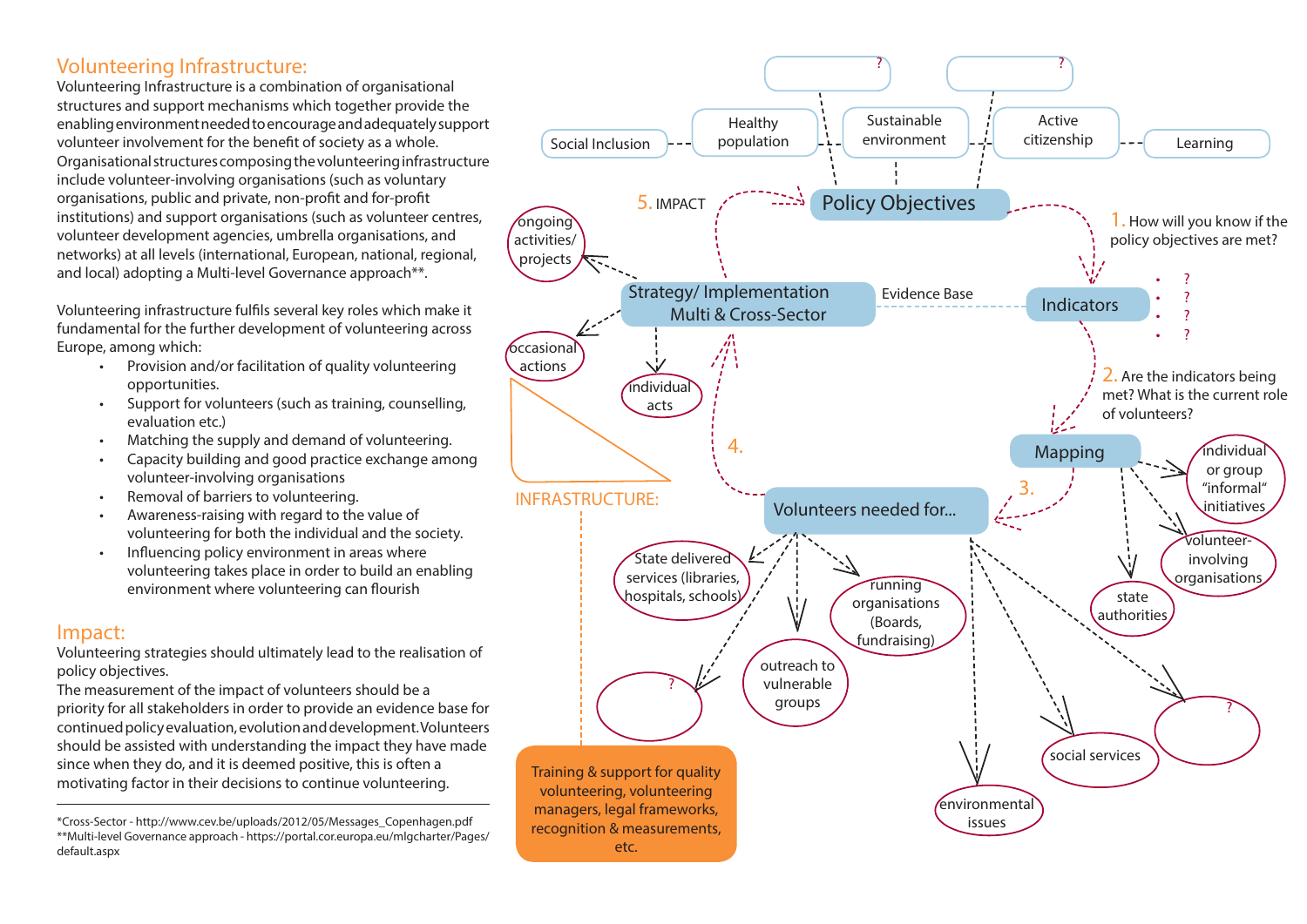## Volunteering Infrastructure:

Volunteering Infrastructure is a combination of organisational structures and support mechanisms which together provide the enabling environment needed to encourage and adequately support volunteer involvement for the benefit of society as a whole. Organisational structures composing the volunteering infrastructure include volunteer-involving organisations (such as voluntary organisations, public and private, non-profit and for-profit institutions) and support organisations (such as volunteer centres, volunteer development agencies, umbrella organisations, and networks) at all levels (international, European, national, regional, and local) adopting a Multi-level Governance approach**.

Volunteering infrastructure fulfils several key roles which make it fundamental for the further development of volunteering across Europe, among which:

- Provision and/or facilitation of quality volunteering opportunities.
- Support for volunteers (such as training, counselling, evaluation etc.)
- Matching the supply and demand of volunteering.
- Capacity building and good practice exchange among volunteer-involving organisations
- Removal of barriers to volunteering.
- Awareness-raising with regard to the value of volunteering for both the individual and the society.
- Influencing policy environment in areas where volunteering takes place in order to build an enabling environment where volunteering can flourish

## Impact:

Volunteering strategies should ultimately lead to the realisation of policy objectives.
The measurement of the impact of volunteers should be a priority for all stakeholders in order to provide an evidence base for continued policy evaluation, evolution and development. Volunteers should be assisted with understanding the impact they have made since when they do, and it is deemed positive, this is often a motivating factor in their decisions to continue volunteering.

*Cross-Sector - http://www.cev.be/uploads/2012/05/Messages_Copenhagen.pdf
**Multi-level Governance approach - https://portal.cor.europa.eu/mlgcharter/Pages/default.aspx

---

?

?

Social Inclusion

Healthy population

Sustainable environment

Active citizenship

Learning

Policy Objectives

5. IMPACT

1. How will you know if the policy objectives are met?

Indicators

- ?
- ?
- ?
- ?

Evidence Base

Strategy/ Implementation Multi & Cross-Sector

ongoing activities/ projects

occasional actions

individual acts

2. Are the indicators being met? What is the current role of volunteers?

Mapping

individual or group "informal" initiatives

volunteer-involving organisations

state authorities

3.

4.

INFRASTRUCTURE:

Volunteers needed for...

State delivered services (libraries, hospitals, schools)

running organisations (Boards, fundraising)

outreach to vulnerable groups

?

?

social services

environmental issues

Training & support for quality volunteering, volunteering managers, legal frameworks, recognition & measurements, etc.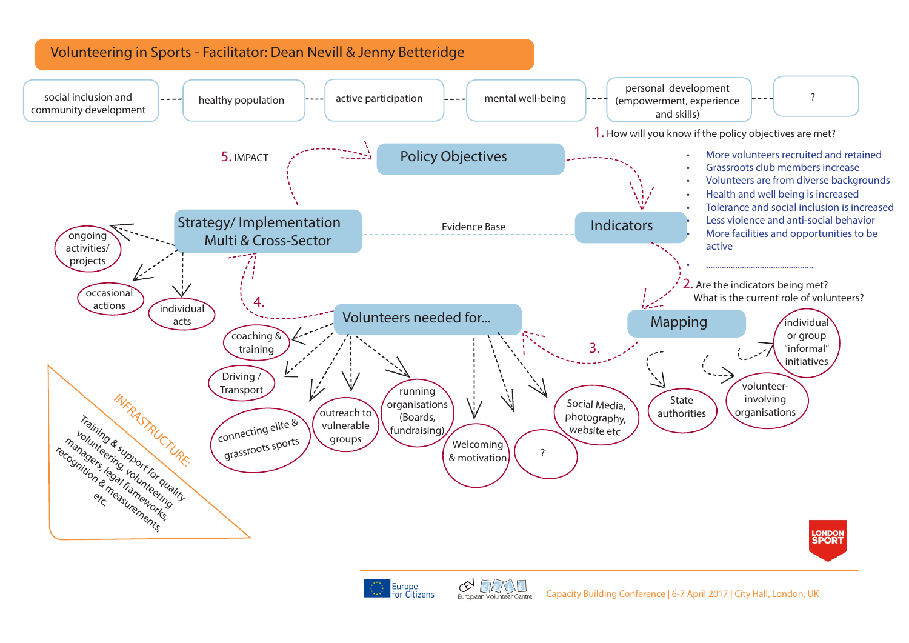# Volunteering in Sports - Facilitator: Dean Nevill & Jenny Betteridge

social inclusion and community development --- healthy population --- active participation --- mental well-being --- personal development (empowerment, experience and skills) --- ?

## Policy Objectives

1. How will you know if the policy objectives are met?

## Indicators

- More volunteers recruited and retained
- Grassroots club members increase
- Volunteers are from diverse backgrounds
- Health and well being is increased
- Tolerance and social inclusion is increased
- Less violence and anti-social behavior
- More facilities and opportunities to be active
- ................................................

2. Are the indicators being met? What is the current role of volunteers?

## Mapping

- individual or group “informal“ initiatives
- volunteer-involving organisations
- State authorities

3.

## Volunteers needed for...

- coaching & training
- Driving / Transport
- connecting elite & grassroots sports
- outreach to vulnerable groups
- running organisations (Boards, fundraising)
- Welcoming & motivation
- ?
- Social Media, photography, website etc

4.

## Strategy/ Implementation Multi & Cross-Sector

Evidence Base

- ongoing activities/ projects
- occasional actions
- individual acts

5. IMPACT

**INFRASTRUCTURE:** Training & support for quality volunteering, volunteering managers, legal frameworks, recognition & measurements, etc.

Europe for Citizens | CEV European Volunteer Centre | LONDON SPORT

Capacity Building Conference | 6-7 April 2017 | City Hall, London, UK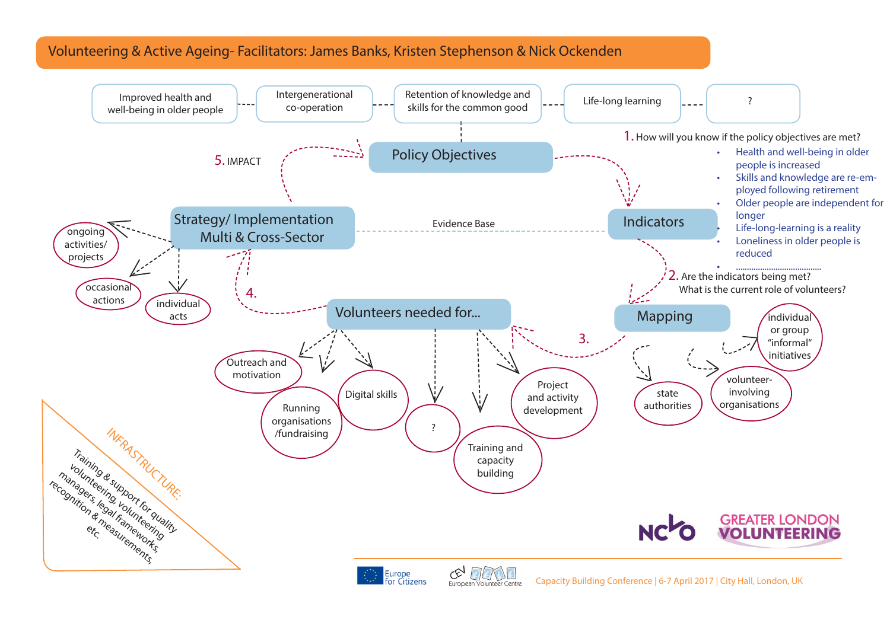# Volunteering & Active Ageing- Facilitators: James Banks, Kristen Stephenson & Nick Ockenden

Improved health and well-being in older people --- Intergenerational co-operation --- Retention of knowledge and skills for the common good --- Life-long learning --- ?

**Policy Objectives**

1. How will you know if the policy objectives are met?

- Health and well-being in older people is increased
- Skills and knowledge are re-employed following retirement
- Older people are independent for longer
- Life-long-learning is a reality
- Loneliness in older people is reduced
- ......................................

**Indicators**

2. Are the indicators being met? What is the current role of volunteers?

**Mapping**

- state authorities
- volunteer-involving organisations
- individual or group “informal” initiatives

3.

**Volunteers needed for...**

- Outreach and motivation
- Running organisations /fundraising
- Digital skills
- ?
- Training and capacity building
- Project and activity development

4.

**Strategy/ Implementation Multi & Cross-Sector**

- ongoing activities/ projects
- occasional actions
- individual acts

Evidence Base

5. IMPACT

INFRASTRUCTURE: Training & support for quality volunteering, volunteering managers, legal frameworks, recognition & measurements, etc.

NCVO | GREATER LONDON VOLUNTEERING | Europe for Citizens | CEV European Volunteer Centre

Capacity Building Conference | 6-7 April 2017 | City Hall, London, UK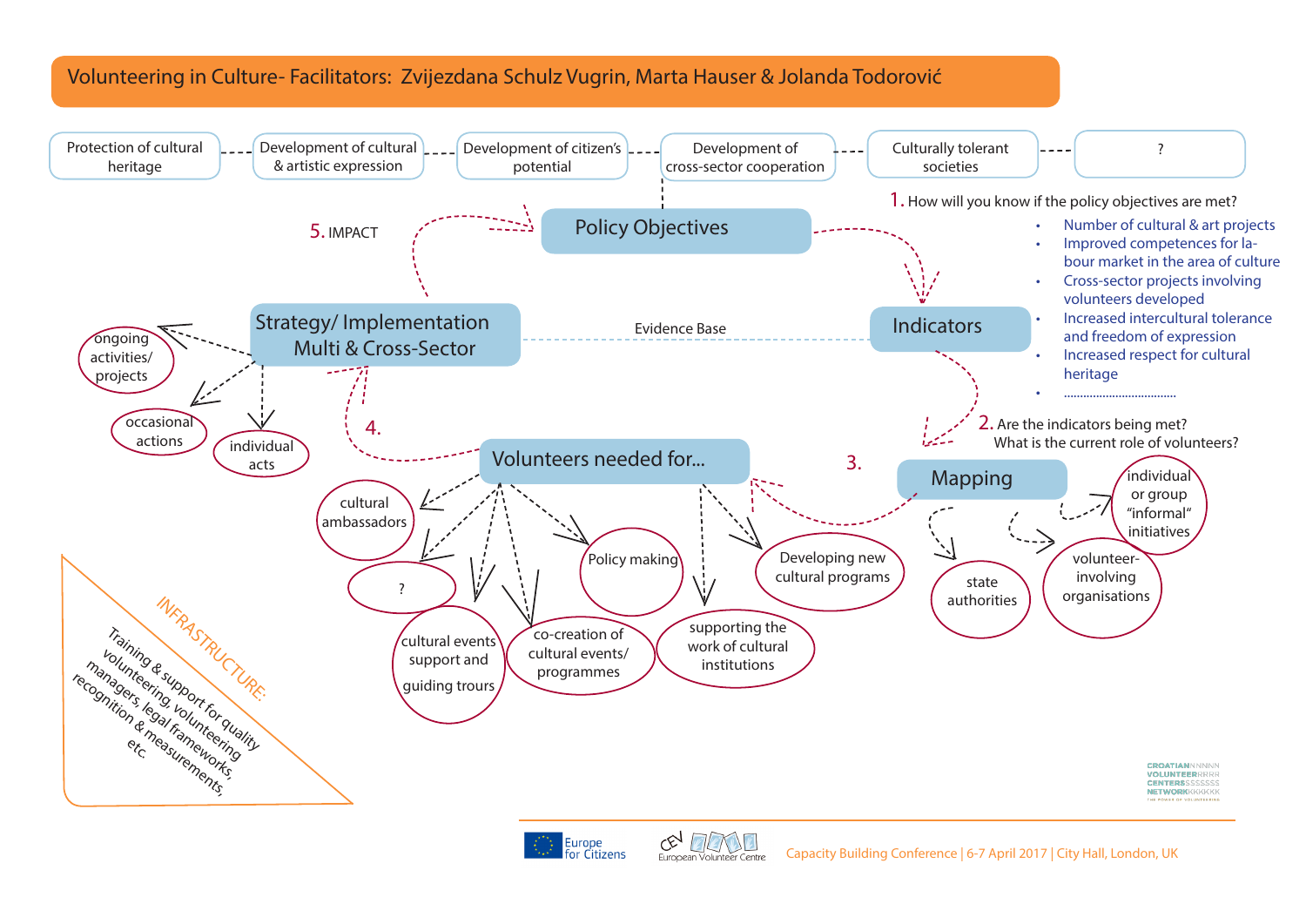# Volunteering in Culture- Facilitators: Zvijezdana Schulz Vugrin, Marta Hauser & Jolanda Todorović

Protection of cultural heritage — Development of cultural & artistic expression — Development of citizen's potential — Development of cross-sector cooperation — Culturally tolerant societies — ?

**Policy Objectives**

1. How will you know if the policy objectives are met?

- Number of cultural & art projects
- Improved competences for labour market in the area of culture
- Cross-sector projects involving volunteers developed
- Increased intercultural tolerance and freedom of expression
- Increased respect for cultural heritage
- ..................................

**Indicators**

Evidence Base

2. Are the indicators being met? What is the current role of volunteers?

3.

**Mapping**

- individual or group "informal" initiatives
- volunteer-involving organisations
- state authorities

**Volunteers needed for...**

- cultural ambassadors
- ?
- cultural events support and guiding trours
- co-creation of cultural events/ programmes
- Policy making
- supporting the work of cultural institutions
- Developing new cultural programs

4.

**Strategy/ Implementation Multi & Cross-Sector**

- ongoing activities/ projects
- occasional actions
- individual acts

5. IMPACT

INFRASTRUCTURE: Training & support for quality volunteering, volunteering managers, legal frameworks, recognition & measurements, etc.

Capacity Building Conference | 6-7 April 2017 | City Hall, London, UK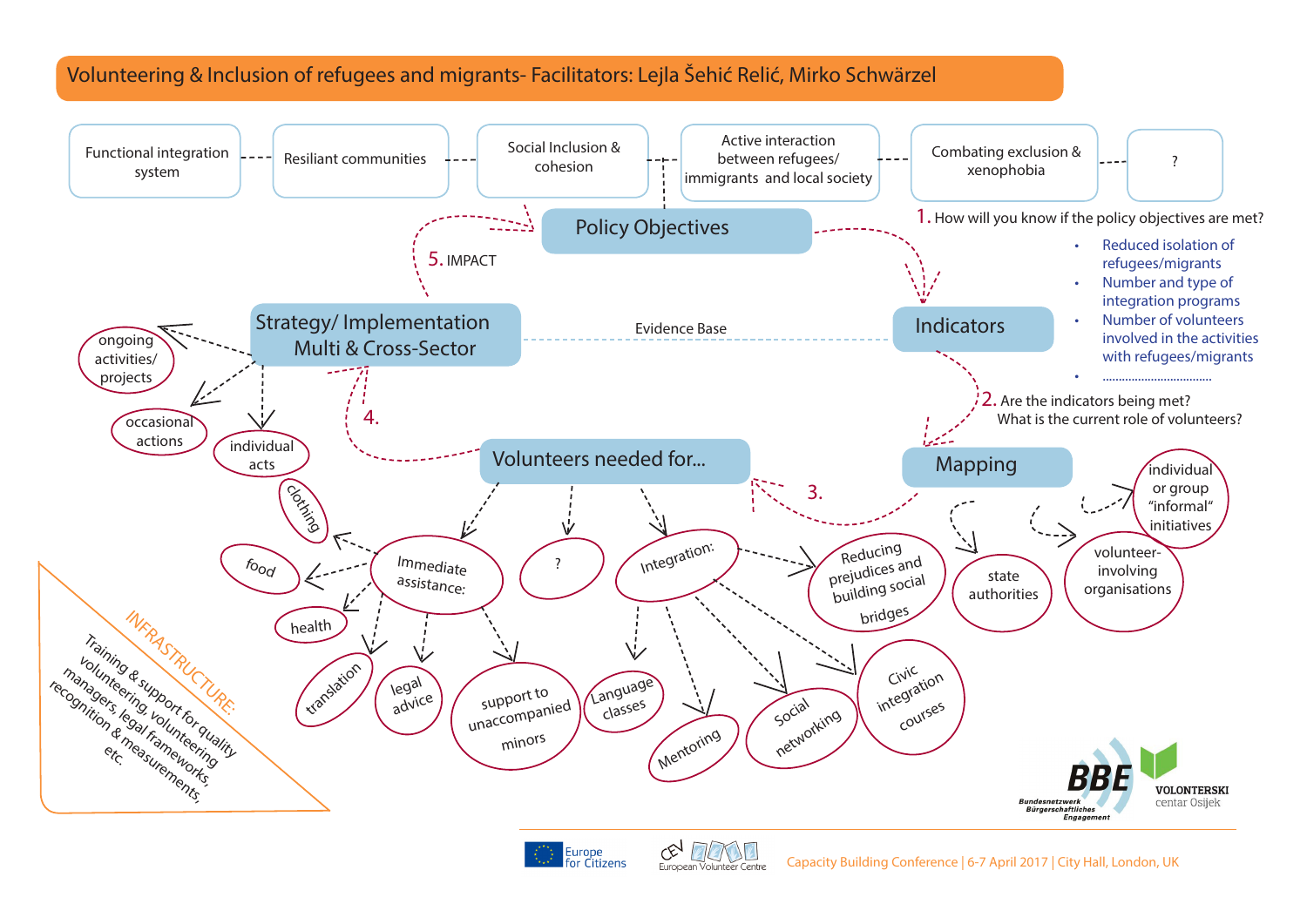# Volunteering & Inclusion of refugees and migrants- Facilitators: Lejla Šehić Relić, Mirko Schwärzel

Functional integration system — Resiliant communities — Social Inclusion & cohesion — Active interaction between refugees/ immigrants and local society — Combating exclusion & xenophobia — ?

## Policy Objectives

1. How will you know if the policy objectives are met?

- Reduced isolation of refugees/migrants
- Number and type of integration programs
- Number of volunteers involved in the activities with refugees/migrants
- .................................

## Indicators

2. Are the indicators being met? What is the current role of volunteers?

## Mapping

- state authorities
- volunteer-involving organisations
- individual or group "informal" initiatives

3.

## Volunteers needed for...

- Immediate assistance:
  - clothing
  - food
  - health
  - translation
  - legal advice
  - support to unaccompanied minors
- ?
- Integration:
  - Reducing prejudices and building social bridges
  - Language classes
  - Mentoring
  - Social networking
  - Civic integration courses

4.

## Strategy/ Implementation Multi & Cross-Sector

- ongoing activities/ projects
- occasional actions
- individual acts

Evidence Base

5. IMPACT

INFRASTRUCTURE:
Training & support for quality volunteering, volunteering managers, legal frameworks, recognition & measurements, etc.

BBE Bundesnetzwerk Bürgerschaftliches Engagement — VOLONTERSKI centar Osijek

Europe for Citizens — CEV European Volunteer Centre — Capacity Building Conference | 6-7 April 2017 | City Hall, London, UK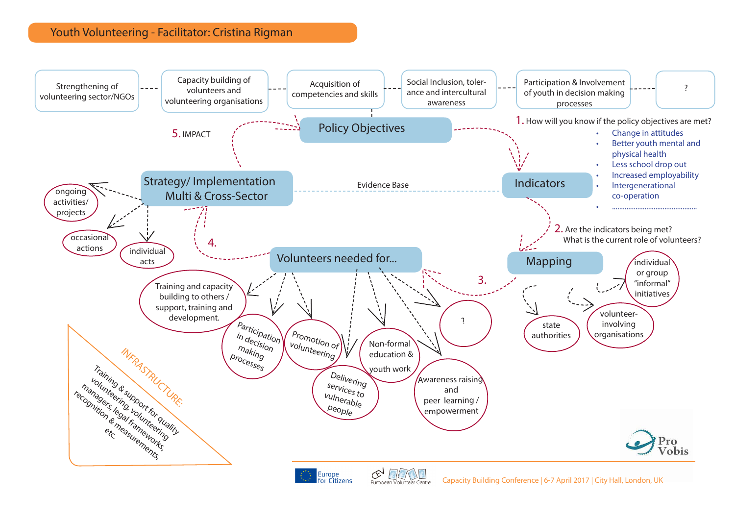# Youth Volunteering - Facilitator: Cristina Rigman

Strengthening of volunteering sector/NGOs

Capacity building of volunteers and volunteering organisations

Acquisition of competencies and skills

Social Inclusion, tolerance and intercultural awareness

Participation & Involvement of youth in decision making processes

?

**Policy Objectives**

5. IMPACT

1. How will you know if the policy objectives are met?

- Change in attitudes
- Better youth mental and physical health
- Less school drop out
- Increased employability
- Intergenerational co-operation
- ...........................................

**Strategy/ Implementation Multi & Cross-Sector**

Evidence Base

**Indicators**

ongoing activities/ projects

occasional actions

individual acts

2. Are the indicators being met?
What is the current role of volunteers?

4.

**Volunteers needed for...**

**Mapping**

3.

individual or group “informal“ initiatives

state authorities

volunteer-involving organisations

Training and capacity building to others / support, training and development.

Participation in decision making processes

Promotion of volunteering

Delivering services to vulnerable people

Non-formal education & youth work

Awareness raising and peer learning / empowerment

?

INFRASTRUCTURE:
Training & support for quality volunteering, volunteering managers, legal frameworks, recognition & measurements, etc.

Capacity Building Conference | 6-7 April 2017 | City Hall, London, UK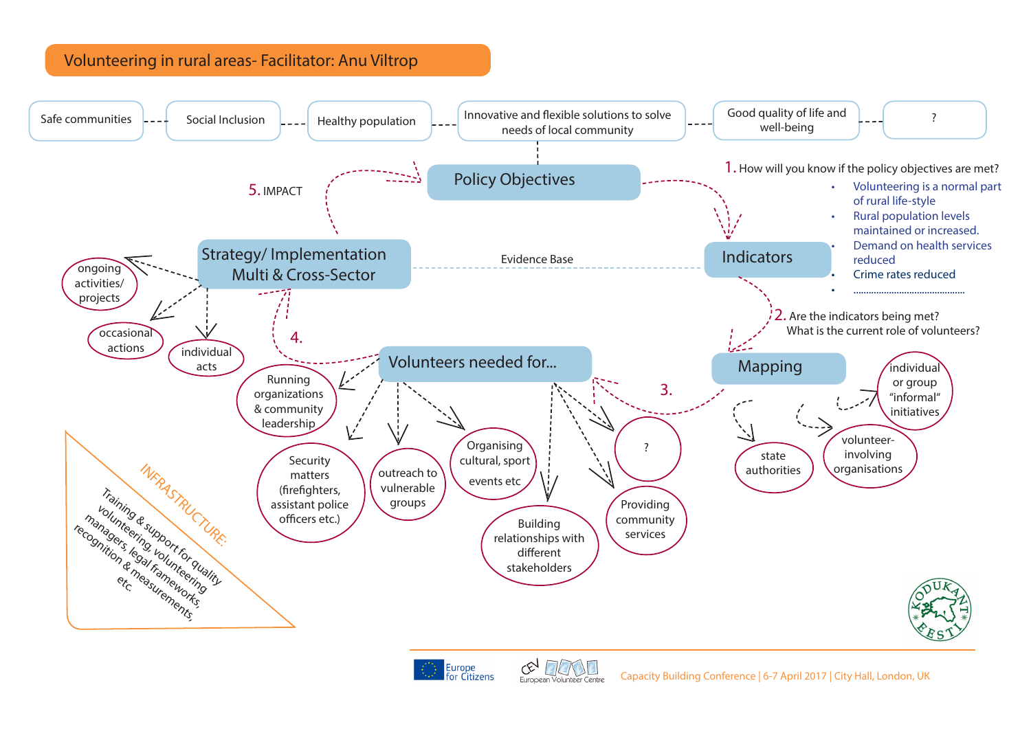# Volunteering in rural areas- Facilitator: Anu Viltrop

Safe communities --- Social Inclusion --- Healthy population --- Innovative and flexible solutions to solve needs of local community --- Good quality of life and well-being --- ?

## Policy Objectives

1. How will you know if the policy objectives are met?

- Volunteering is a normal part of rural life-style
- Rural population levels maintained or increased.
- Demand on health services reduced
- Crime rates reduced
- ..............................

## Indicators

2. Are the indicators being met? What is the current role of volunteers?

## Mapping

- state authorities
- volunteer-involving organisations
- individual or group "informal" initiatives

3.

## Volunteers needed for...

- Running organizations & community leadership
- Security matters (firefighters, assistant police officers etc.)
- outreach to vulnerable groups
- Organising cultural, sport events etc
- Building relationships with different stakeholders
- Providing community services
- ?

4.

## Strategy/ Implementation Multi & Cross-Sector

- ongoing activities/ projects
- occasional actions
- individual acts

Evidence Base

5. IMPACT

INFRASTRUCTURE:

Training & support for quality volunteering, volunteering managers, legal frameworks, recognition & measurements, etc.

Europe for Citizens

European Volunteer Centre

Capacity Building Conference | 6-7 April 2017 | City Hall, London, UK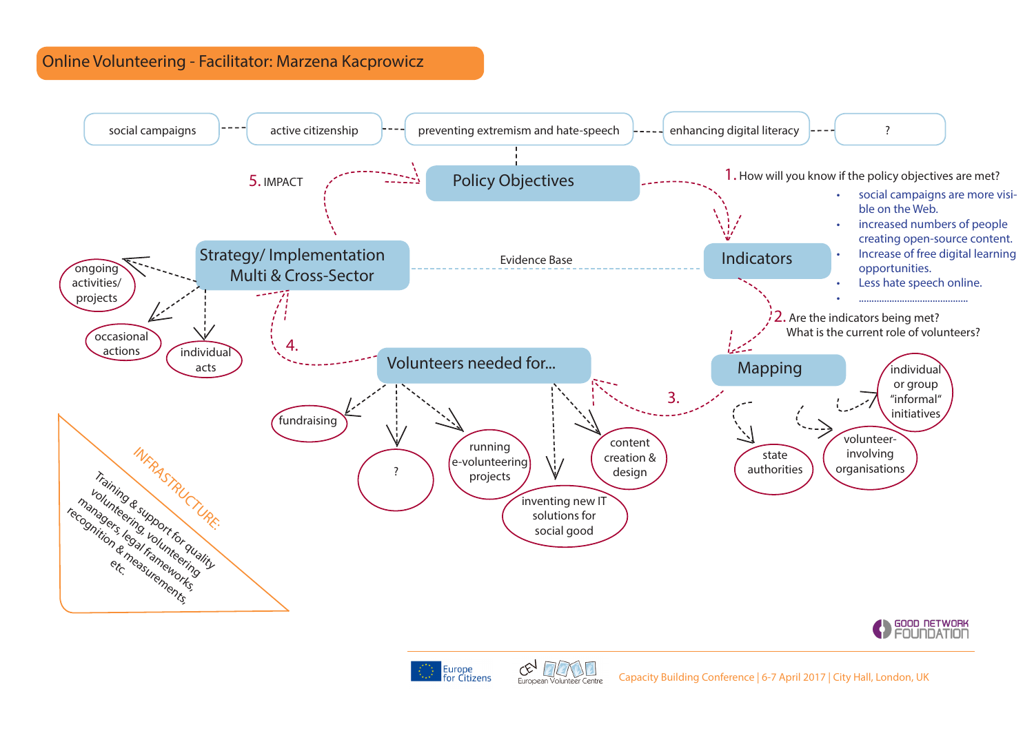# Online Volunteering - Facilitator: Marzena Kacprowicz

social campaigns — active citizenship — preventing extremism and hate-speech — enhancing digital literacy — ?

**Policy Objectives**

5. IMPACT

1. How will you know if the policy objectives are met?

- social campaigns are more visible on the Web.
- increased numbers of people creating open-source content.
- Increase of free digital learning opportunities.
- Less hate speech online.
- ..........................................

**Strategy/ Implementation Multi & Cross-Sector**

- ongoing activities/ projects
- occasional actions
- individual acts

Evidence Base

**Indicators**

2. Are the indicators being met? What is the current role of volunteers?

**Mapping**

- state authorities
- volunteer-involving organisations
- individual or group "informal" initiatives

3.

4.

**Volunteers needed for...**

- fundraising
- ?
- running e-volunteering projects
- inventing new IT solutions for social good
- content creation & design

INFRASTRUCTURE: Training & support for quality volunteering, volunteering managers, legal frameworks, recognition & measurements, etc.

GOOD NETWORK FOUNDATION

Europe for Citizens

CEV European Volunteer Centre

Capacity Building Conference | 6-7 April 2017 | City Hall, London, UK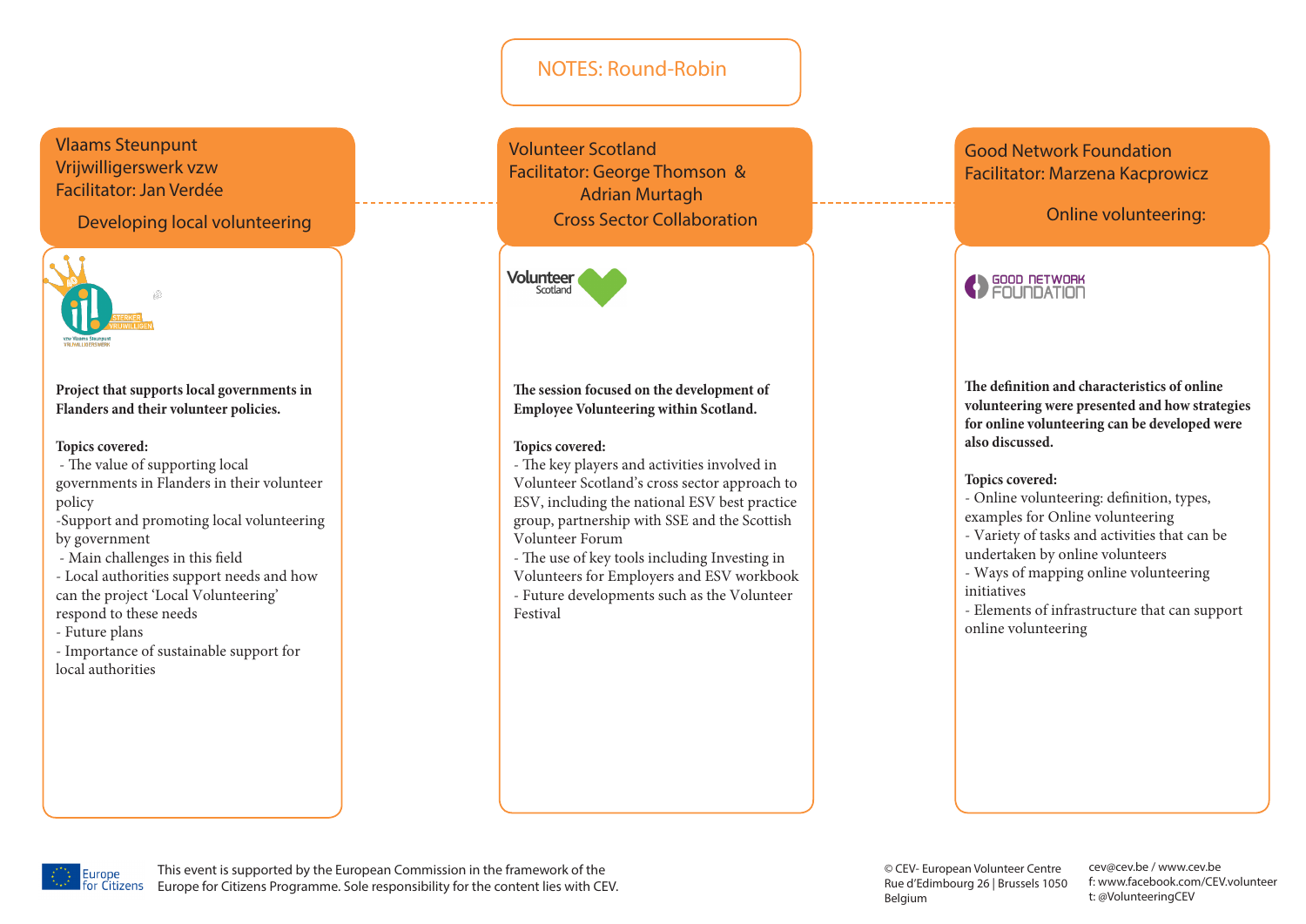# NOTES: Round-Robin

## Vlaams Steunpunt Vrijwilligerswerk vzw
Facilitator: Jan Verdée

### Developing local volunteering

**Project that supports local governments in Flanders and their volunteer policies.**

**Topics covered:**
- The value of supporting local governments in Flanders in their volunteer policy
- Support and promoting local volunteering by government
- Main challenges in this field
- Local authorities support needs and how can the project 'Local Volunteering' respond to these needs
- Future plans
- Importance of sustainable support for local authorities

## Volunteer Scotland
Facilitator: George Thomson & Adrian Murtagh

### Cross Sector Collaboration

**The session focused on the development of Employee Volunteering within Scotland.**

**Topics covered:**
- The key players and activities involved in Volunteer Scotland's cross sector approach to ESV, including the national ESV best practice group, partnership with SSE and the Scottish Volunteer Forum
- The use of key tools including Investing in Volunteers for Employers and ESV workbook
- Future developments such as the Volunteer Festival

## Good Network Foundation
Facilitator: Marzena Kacprowicz

### Online volunteering:

**The definition and characteristics of online volunteering were presented and how strategies for online volunteering can be developed were also discussed.**

**Topics covered:**
- Online volunteering: definition, types, examples for Online volunteering
- Variety of tasks and activities that can be undertaken by online volunteers
- Ways of mapping online volunteering initiatives
- Elements of infrastructure that can support online volunteering

Europe for Citizens

This event is supported by the European Commission in the framework of the Europe for Citizens Programme. Sole responsibility for the content lies with CEV.

© CEV- European Volunteer Centre
Rue d'Edimbourg 26 | Brussels 1050
Belgium

cev@cev.be / www.cev.be
f: www.facebook.com/CEV.volunteer
t: @VolunteeringCEV